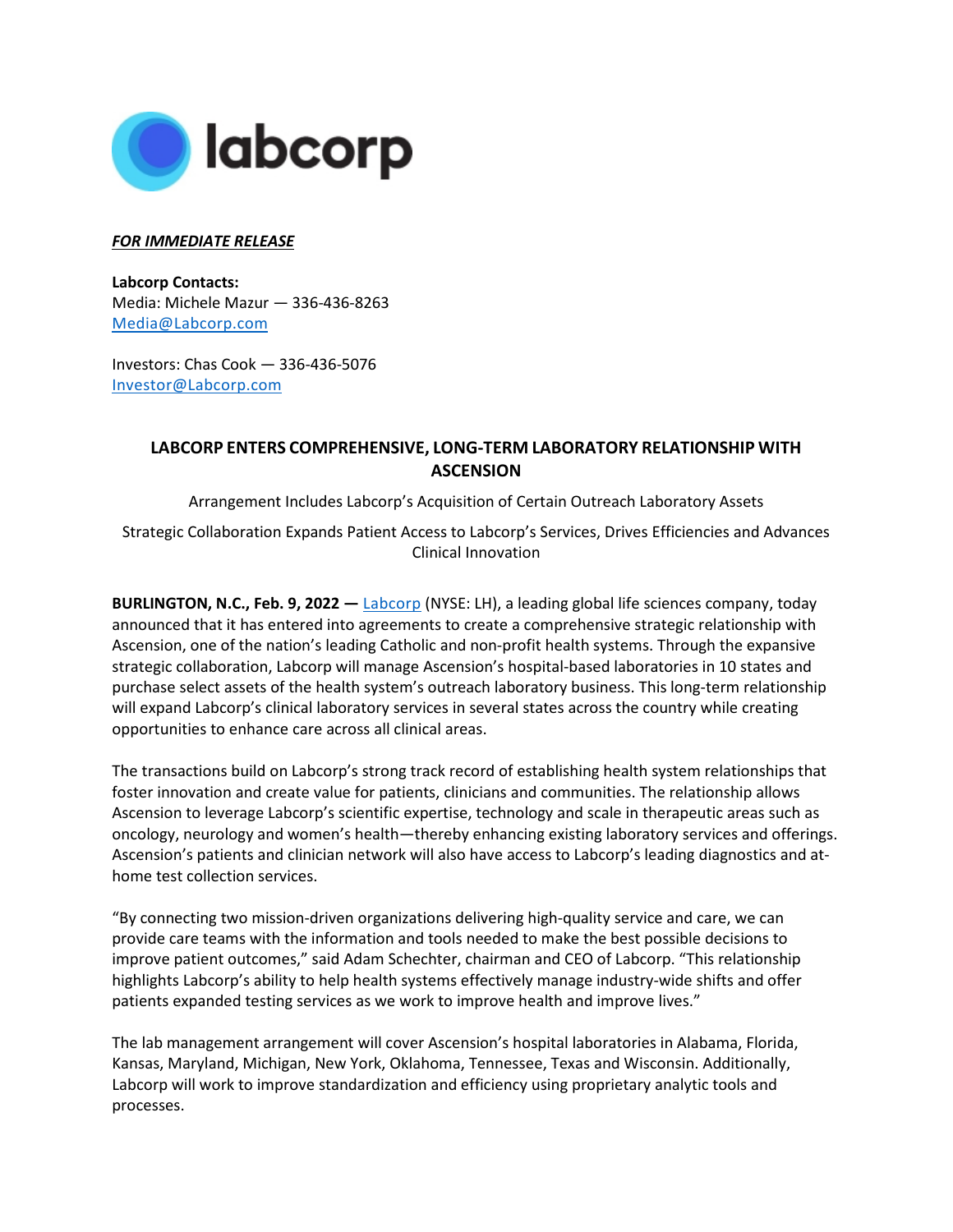labcorp

***FOR IMMEDIATE RELEASE***

**Labcorp Contacts:**
Media: Michele Mazur — 336-436-8263
Media@Labcorp.com

Investors: Chas Cook — 336-436-5076
Investor@Labcorp.com

# LABCORP ENTERS COMPREHENSIVE, LONG-TERM LABORATORY RELATIONSHIP WITH ASCENSION

Arrangement Includes Labcorp's Acquisition of Certain Outreach Laboratory Assets

Strategic Collaboration Expands Patient Access to Labcorp's Services, Drives Efficiencies and Advances Clinical Innovation

**BURLINGTON, N.C., Feb. 9, 2022 —** Labcorp (NYSE: LH), a leading global life sciences company, today announced that it has entered into agreements to create a comprehensive strategic relationship with Ascension, one of the nation's leading Catholic and non-profit health systems. Through the expansive strategic collaboration, Labcorp will manage Ascension's hospital-based laboratories in 10 states and purchase select assets of the health system's outreach laboratory business. This long-term relationship will expand Labcorp's clinical laboratory services in several states across the country while creating opportunities to enhance care across all clinical areas.

The transactions build on Labcorp's strong track record of establishing health system relationships that foster innovation and create value for patients, clinicians and communities. The relationship allows Ascension to leverage Labcorp's scientific expertise, technology and scale in therapeutic areas such as oncology, neurology and women's health—thereby enhancing existing laboratory services and offerings. Ascension's patients and clinician network will also have access to Labcorp's leading diagnostics and at-home test collection services.

"By connecting two mission-driven organizations delivering high-quality service and care, we can provide care teams with the information and tools needed to make the best possible decisions to improve patient outcomes," said Adam Schechter, chairman and CEO of Labcorp. "This relationship highlights Labcorp's ability to help health systems effectively manage industry-wide shifts and offer patients expanded testing services as we work to improve health and improve lives."

The lab management arrangement will cover Ascension's hospital laboratories in Alabama, Florida, Kansas, Maryland, Michigan, New York, Oklahoma, Tennessee, Texas and Wisconsin. Additionally, Labcorp will work to improve standardization and efficiency using proprietary analytic tools and processes.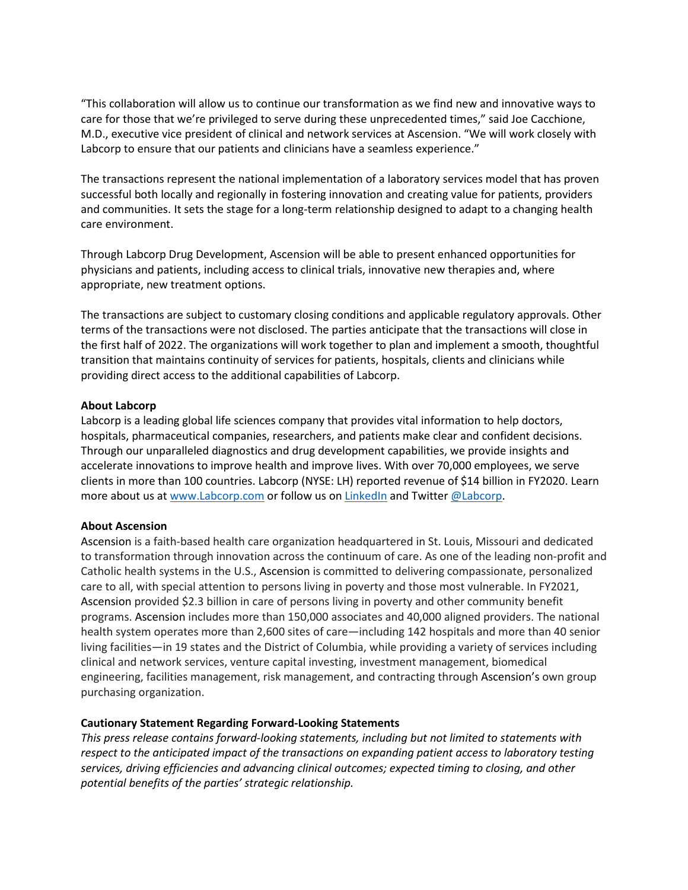"This collaboration will allow us to continue our transformation as we find new and innovative ways to care for those that we're privileged to serve during these unprecedented times," said Joe Cacchione, M.D., executive vice president of clinical and network services at Ascension. "We will work closely with Labcorp to ensure that our patients and clinicians have a seamless experience."

The transactions represent the national implementation of a laboratory services model that has proven successful both locally and regionally in fostering innovation and creating value for patients, providers and communities. It sets the stage for a long-term relationship designed to adapt to a changing health care environment.

Through Labcorp Drug Development, Ascension will be able to present enhanced opportunities for physicians and patients, including access to clinical trials, innovative new therapies and, where appropriate, new treatment options.

The transactions are subject to customary closing conditions and applicable regulatory approvals. Other terms of the transactions were not disclosed. The parties anticipate that the transactions will close in the first half of 2022. The organizations will work together to plan and implement a smooth, thoughtful transition that maintains continuity of services for patients, hospitals, clients and clinicians while providing direct access to the additional capabilities of Labcorp.

**About Labcorp**

Labcorp is a leading global life sciences company that provides vital information to help doctors, hospitals, pharmaceutical companies, researchers, and patients make clear and confident decisions. Through our unparalleled diagnostics and drug development capabilities, we provide insights and accelerate innovations to improve health and improve lives. With over 70,000 employees, we serve clients in more than 100 countries. Labcorp (NYSE: LH) reported revenue of $14 billion in FY2020. Learn more about us at [www.Labcorp.com](www.Labcorp.com) or follow us on LinkedIn and Twitter @Labcorp.

**About Ascension**

Ascension is a faith-based health care organization headquartered in St. Louis, Missouri and dedicated to transformation through innovation across the continuum of care. As one of the leading non-profit and Catholic health systems in the U.S., Ascension is committed to delivering compassionate, personalized care to all, with special attention to persons living in poverty and those most vulnerable. In FY2021, Ascension provided $2.3 billion in care of persons living in poverty and other community benefit programs. Ascension includes more than 150,000 associates and 40,000 aligned providers. The national health system operates more than 2,600 sites of care—including 142 hospitals and more than 40 senior living facilities—in 19 states and the District of Columbia, while providing a variety of services including clinical and network services, venture capital investing, investment management, biomedical engineering, facilities management, risk management, and contracting through Ascension's own group purchasing organization.

**Cautionary Statement Regarding Forward-Looking Statements**

*This press release contains forward-looking statements, including but not limited to statements with respect to the anticipated impact of the transactions on expanding patient access to laboratory testing services, driving efficiencies and advancing clinical outcomes; expected timing to closing, and other potential benefits of the parties' strategic relationship.*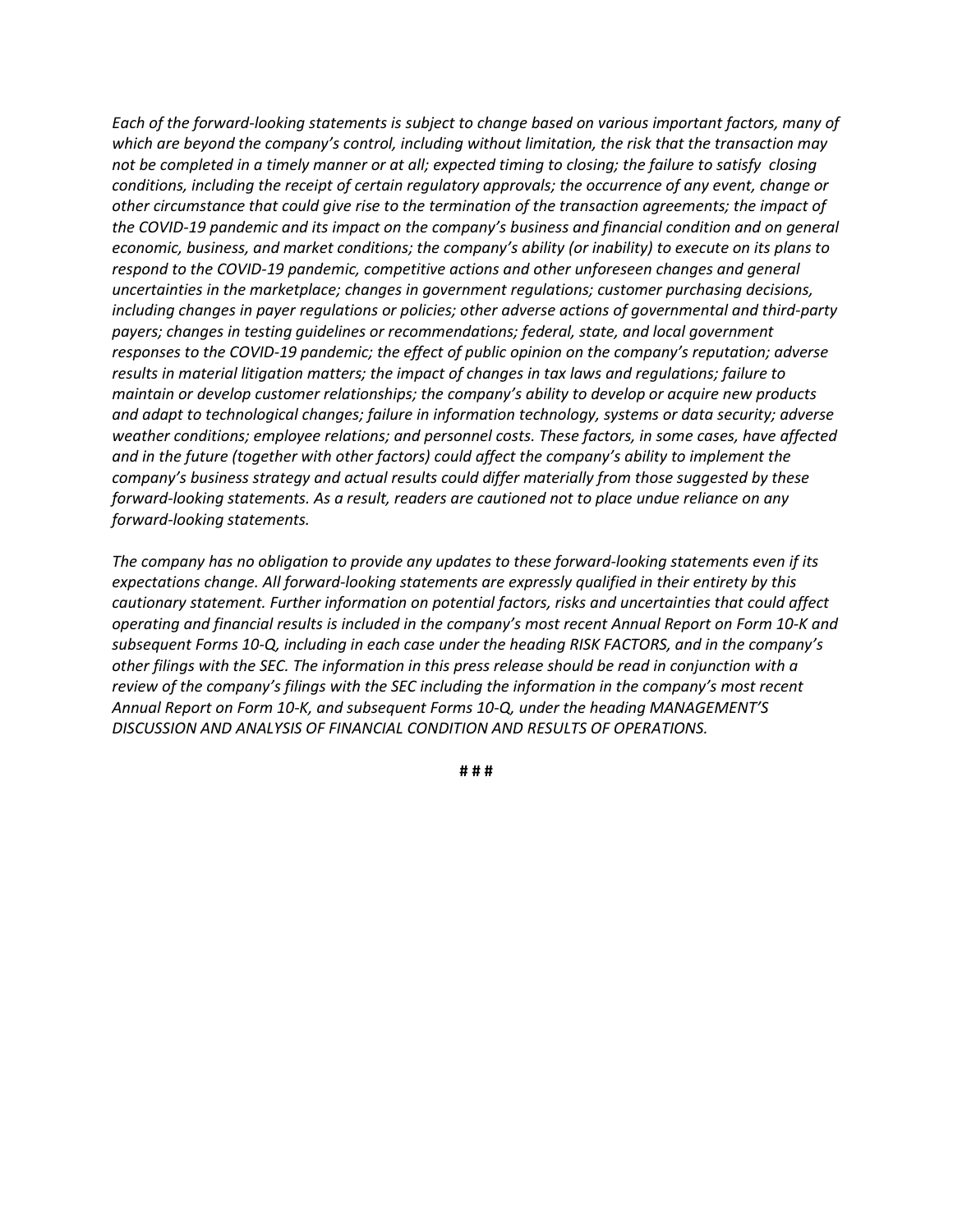*Each of the forward-looking statements is subject to change based on various important factors, many of which are beyond the company's control, including without limitation, the risk that the transaction may not be completed in a timely manner or at all; expected timing to closing; the failure to satisfy closing conditions, including the receipt of certain regulatory approvals; the occurrence of any event, change or other circumstance that could give rise to the termination of the transaction agreements; the impact of the COVID-19 pandemic and its impact on the company's business and financial condition and on general economic, business, and market conditions; the company's ability (or inability) to execute on its plans to respond to the COVID-19 pandemic, competitive actions and other unforeseen changes and general uncertainties in the marketplace; changes in government regulations; customer purchasing decisions, including changes in payer regulations or policies; other adverse actions of governmental and third-party payers; changes in testing guidelines or recommendations; federal, state, and local government responses to the COVID-19 pandemic; the effect of public opinion on the company's reputation; adverse results in material litigation matters; the impact of changes in tax laws and regulations; failure to maintain or develop customer relationships; the company's ability to develop or acquire new products and adapt to technological changes; failure in information technology, systems or data security; adverse weather conditions; employee relations; and personnel costs. These factors, in some cases, have affected and in the future (together with other factors) could affect the company's ability to implement the company's business strategy and actual results could differ materially from those suggested by these forward-looking statements. As a result, readers are cautioned not to place undue reliance on any forward-looking statements.*

*The company has no obligation to provide any updates to these forward-looking statements even if its expectations change. All forward-looking statements are expressly qualified in their entirety by this cautionary statement. Further information on potential factors, risks and uncertainties that could affect operating and financial results is included in the company's most recent Annual Report on Form 10-K and subsequent Forms 10-Q, including in each case under the heading RISK FACTORS, and in the company's other filings with the SEC. The information in this press release should be read in conjunction with a review of the company's filings with the SEC including the information in the company's most recent Annual Report on Form 10-K, and subsequent Forms 10-Q, under the heading MANAGEMENT'S DISCUSSION AND ANALYSIS OF FINANCIAL CONDITION AND RESULTS OF OPERATIONS.*

**# # #**